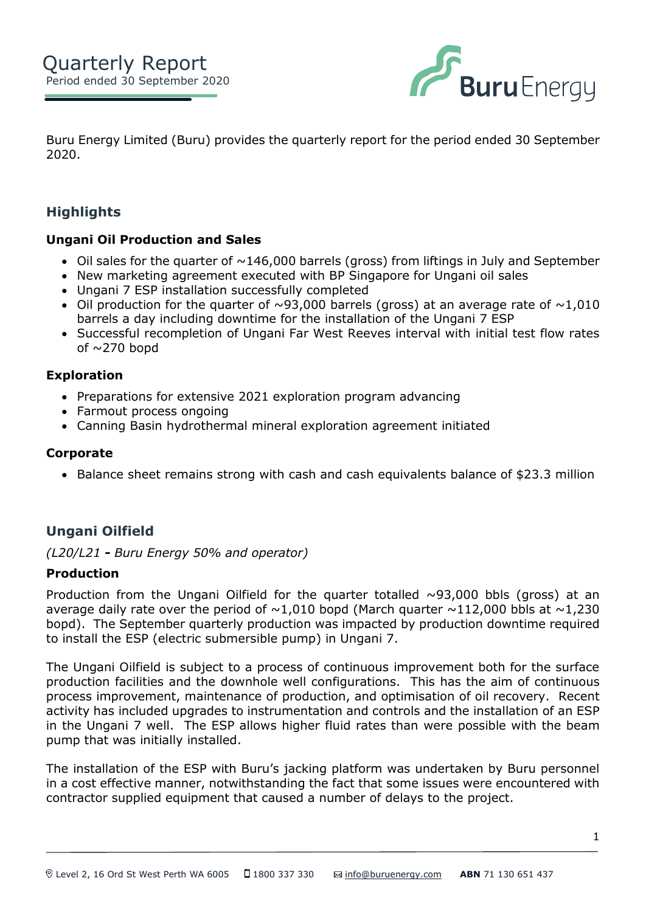# Quarterly Report

Period ended 30 September 2020

Buru Energy Limited (Buru) provides the quarterly report for the period ended 30 September 2020.

## Highlights

### Ungani Oil Production and Sales

- Oil sales for the quarter of ~146,000 barrels (gross) from liftings in July and September
- New marketing agreement executed with BP Singapore for Ungani oil sales
- Ungani 7 ESP installation successfully completed
- Oil production for the quarter of ~93,000 barrels (gross) at an average rate of ~1,010 barrels a day including downtime for the installation of the Ungani 7 ESP
- Successful recompletion of Ungani Far West Reeves interval with initial test flow rates of ~270 bopd

### Exploration

- Preparations for extensive 2021 exploration program advancing
- Farmout process ongoing
- Canning Basin hydrothermal mineral exploration agreement initiated

### Corporate

- Balance sheet remains strong with cash and cash equivalents balance of $23.3 million

## Ungani Oilfield

*(L20/L21 - Buru Energy 50% and operator)*

### Production

Production from the Ungani Oilfield for the quarter totalled ~93,000 bbls (gross) at an average daily rate over the period of ~1,010 bopd (March quarter ~112,000 bbls at ~1,230 bopd). The September quarterly production was impacted by production downtime required to install the ESP (electric submersible pump) in Ungani 7.

The Ungani Oilfield is subject to a process of continuous improvement both for the surface production facilities and the downhole well configurations. This has the aim of continuous process improvement, maintenance of production, and optimisation of oil recovery. Recent activity has included upgrades to instrumentation and controls and the installation of an ESP in the Ungani 7 well. The ESP allows higher fluid rates than were possible with the beam pump that was initially installed.

The installation of the ESP with Buru's jacking platform was undertaken by Buru personnel in a cost effective manner, notwithstanding the fact that some issues were encountered with contractor supplied equipment that caused a number of delays to the project.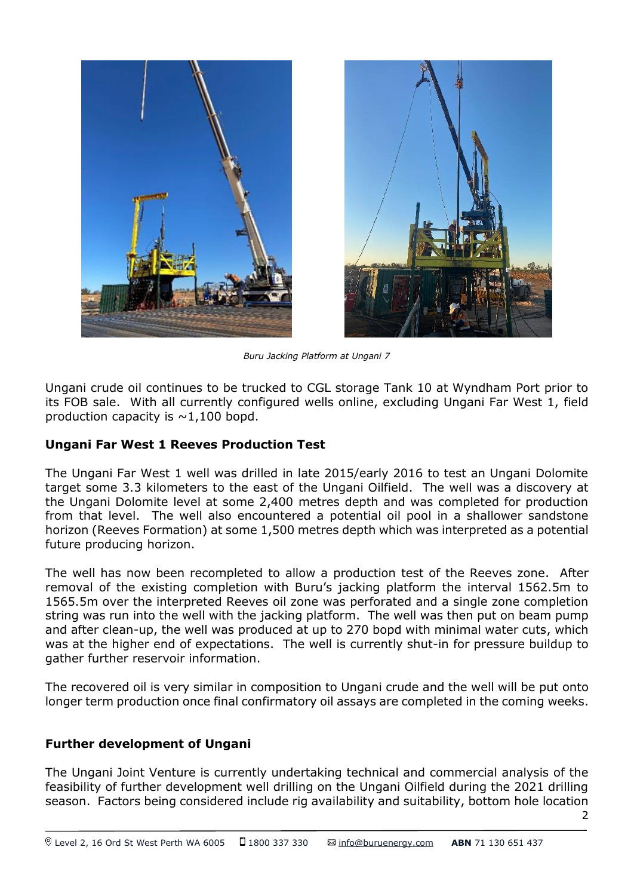*Buru Jacking Platform at Ungani 7*

Ungani crude oil continues to be trucked to CGL storage Tank 10 at Wyndham Port prior to its FOB sale. With all currently configured wells online, excluding Ungani Far West 1, field production capacity is ~1,100 bopd.

**Ungani Far West 1 Reeves Production Test**

The Ungani Far West 1 well was drilled in late 2015/early 2016 to test an Ungani Dolomite target some 3.3 kilometers to the east of the Ungani Oilfield. The well was a discovery at the Ungani Dolomite level at some 2,400 metres depth and was completed for production from that level. The well also encountered a potential oil pool in a shallower sandstone horizon (Reeves Formation) at some 1,500 metres depth which was interpreted as a potential future producing horizon.

The well has now been recompleted to allow a production test of the Reeves zone. After removal of the existing completion with Buru's jacking platform the interval 1562.5m to 1565.5m over the interpreted Reeves oil zone was perforated and a single zone completion string was run into the well with the jacking platform. The well was then put on beam pump and after clean-up, the well was produced at up to 270 bopd with minimal water cuts, which was at the higher end of expectations. The well is currently shut-in for pressure buildup to gather further reservoir information.

The recovered oil is very similar in composition to Ungani crude and the well will be put onto longer term production once final confirmatory oil assays are completed in the coming weeks.

**Further development of Ungani**

The Ungani Joint Venture is currently undertaking technical and commercial analysis of the feasibility of further development well drilling on the Ungani Oilfield during the 2021 drilling season. Factors being considered include rig availability and suitability, bottom hole location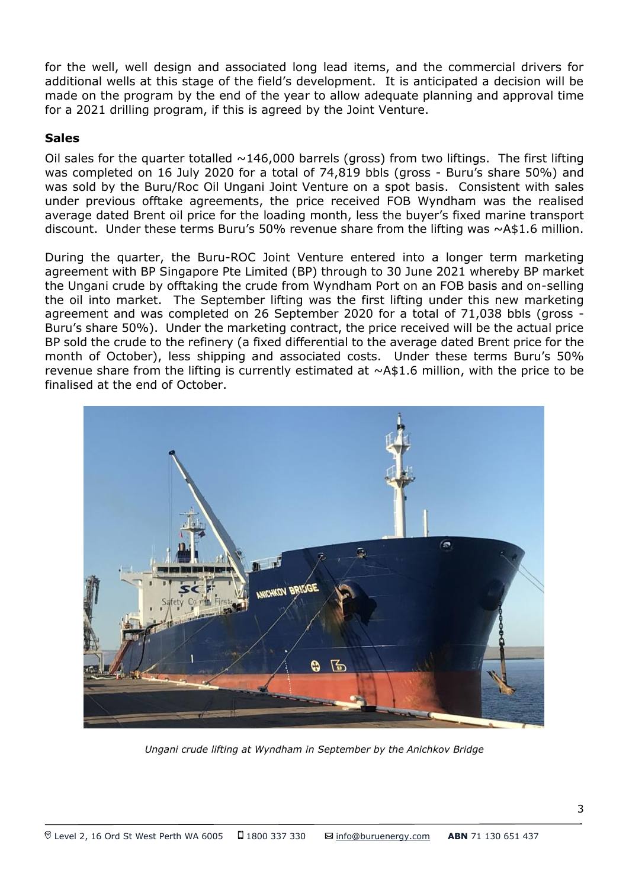for the well, well design and associated long lead items, and the commercial drivers for additional wells at this stage of the field's development. It is anticipated a decision will be made on the program by the end of the year to allow adequate planning and approval time for a 2021 drilling program, if this is agreed by the Joint Venture.

**Sales**

Oil sales for the quarter totalled ~146,000 barrels (gross) from two liftings. The first lifting was completed on 16 July 2020 for a total of 74,819 bbls (gross - Buru's share 50%) and was sold by the Buru/Roc Oil Ungani Joint Venture on a spot basis. Consistent with sales under previous offtake agreements, the price received FOB Wyndham was the realised average dated Brent oil price for the loading month, less the buyer's fixed marine transport discount. Under these terms Buru's 50% revenue share from the lifting was ~A$1.6 million.

During the quarter, the Buru-ROC Joint Venture entered into a longer term marketing agreement with BP Singapore Pte Limited (BP) through to 30 June 2021 whereby BP market the Ungani crude by offtaking the crude from Wyndham Port on an FOB basis and on-selling the oil into market. The September lifting was the first lifting under this new marketing agreement and was completed on 26 September 2020 for a total of 71,038 bbls (gross - Buru's share 50%). Under the marketing contract, the price received will be the actual price BP sold the crude to the refinery (a fixed differential to the average dated Brent price for the month of October), less shipping and associated costs. Under these terms Buru's 50% revenue share from the lifting is currently estimated at ~A$1.6 million, with the price to be finalised at the end of October.

*Ungani crude lifting at Wyndham in September by the Anichkov Bridge*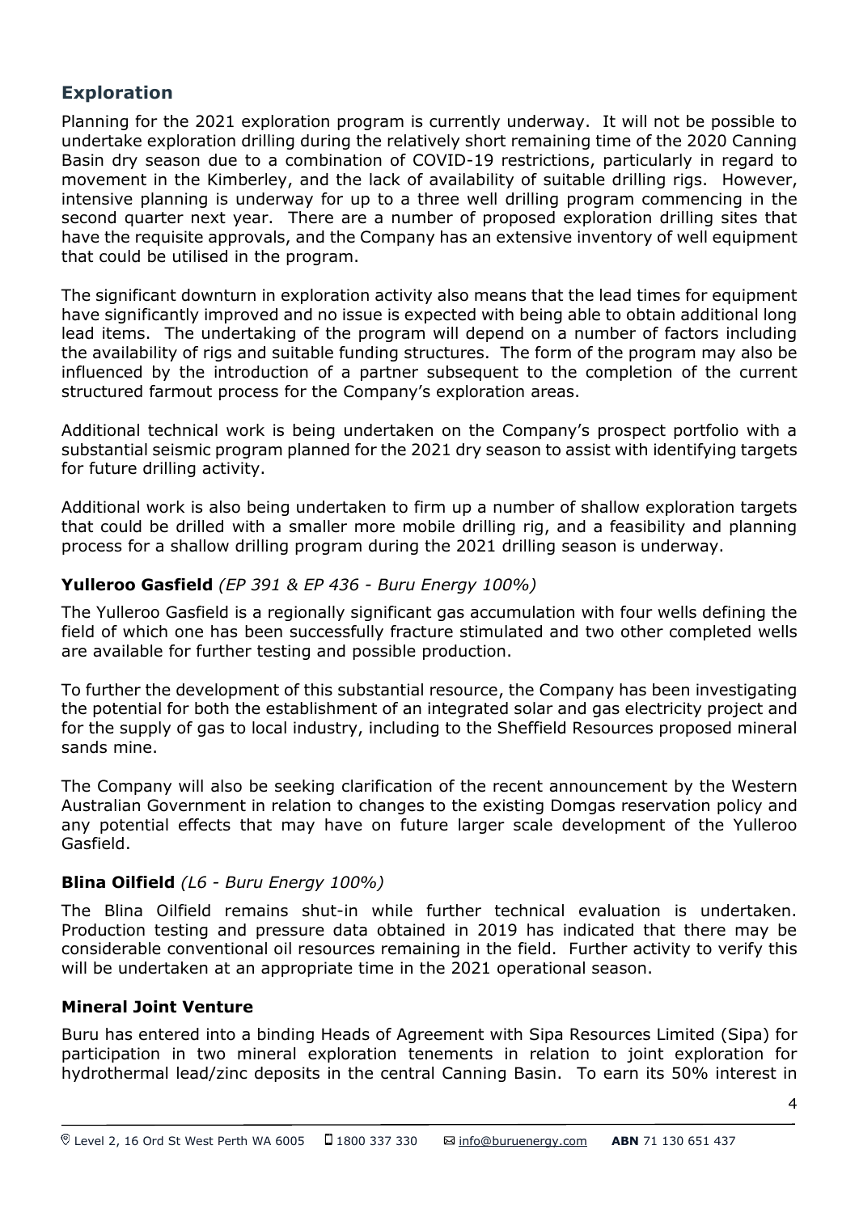## Exploration

Planning for the 2021 exploration program is currently underway. It will not be possible to undertake exploration drilling during the relatively short remaining time of the 2020 Canning Basin dry season due to a combination of COVID-19 restrictions, particularly in regard to movement in the Kimberley, and the lack of availability of suitable drilling rigs. However, intensive planning is underway for up to a three well drilling program commencing in the second quarter next year. There are a number of proposed exploration drilling sites that have the requisite approvals, and the Company has an extensive inventory of well equipment that could be utilised in the program.

The significant downturn in exploration activity also means that the lead times for equipment have significantly improved and no issue is expected with being able to obtain additional long lead items. The undertaking of the program will depend on a number of factors including the availability of rigs and suitable funding structures. The form of the program may also be influenced by the introduction of a partner subsequent to the completion of the current structured farmout process for the Company's exploration areas.

Additional technical work is being undertaken on the Company's prospect portfolio with a substantial seismic program planned for the 2021 dry season to assist with identifying targets for future drilling activity.

Additional work is also being undertaken to firm up a number of shallow exploration targets that could be drilled with a smaller more mobile drilling rig, and a feasibility and planning process for a shallow drilling program during the 2021 drilling season is underway.

### Yulleroo Gasfield *(EP 391 & EP 436 - Buru Energy 100%)*

The Yulleroo Gasfield is a regionally significant gas accumulation with four wells defining the field of which one has been successfully fracture stimulated and two other completed wells are available for further testing and possible production.

To further the development of this substantial resource, the Company has been investigating the potential for both the establishment of an integrated solar and gas electricity project and for the supply of gas to local industry, including to the Sheffield Resources proposed mineral sands mine.

The Company will also be seeking clarification of the recent announcement by the Western Australian Government in relation to changes to the existing Domgas reservation policy and any potential effects that may have on future larger scale development of the Yulleroo Gasfield.

### Blina Oilfield *(L6 - Buru Energy 100%)*

The Blina Oilfield remains shut-in while further technical evaluation is undertaken. Production testing and pressure data obtained in 2019 has indicated that there may be considerable conventional oil resources remaining in the field. Further activity to verify this will be undertaken at an appropriate time in the 2021 operational season.

### Mineral Joint Venture

Buru has entered into a binding Heads of Agreement with Sipa Resources Limited (Sipa) for participation in two mineral exploration tenements in relation to joint exploration for hydrothermal lead/zinc deposits in the central Canning Basin. To earn its 50% interest in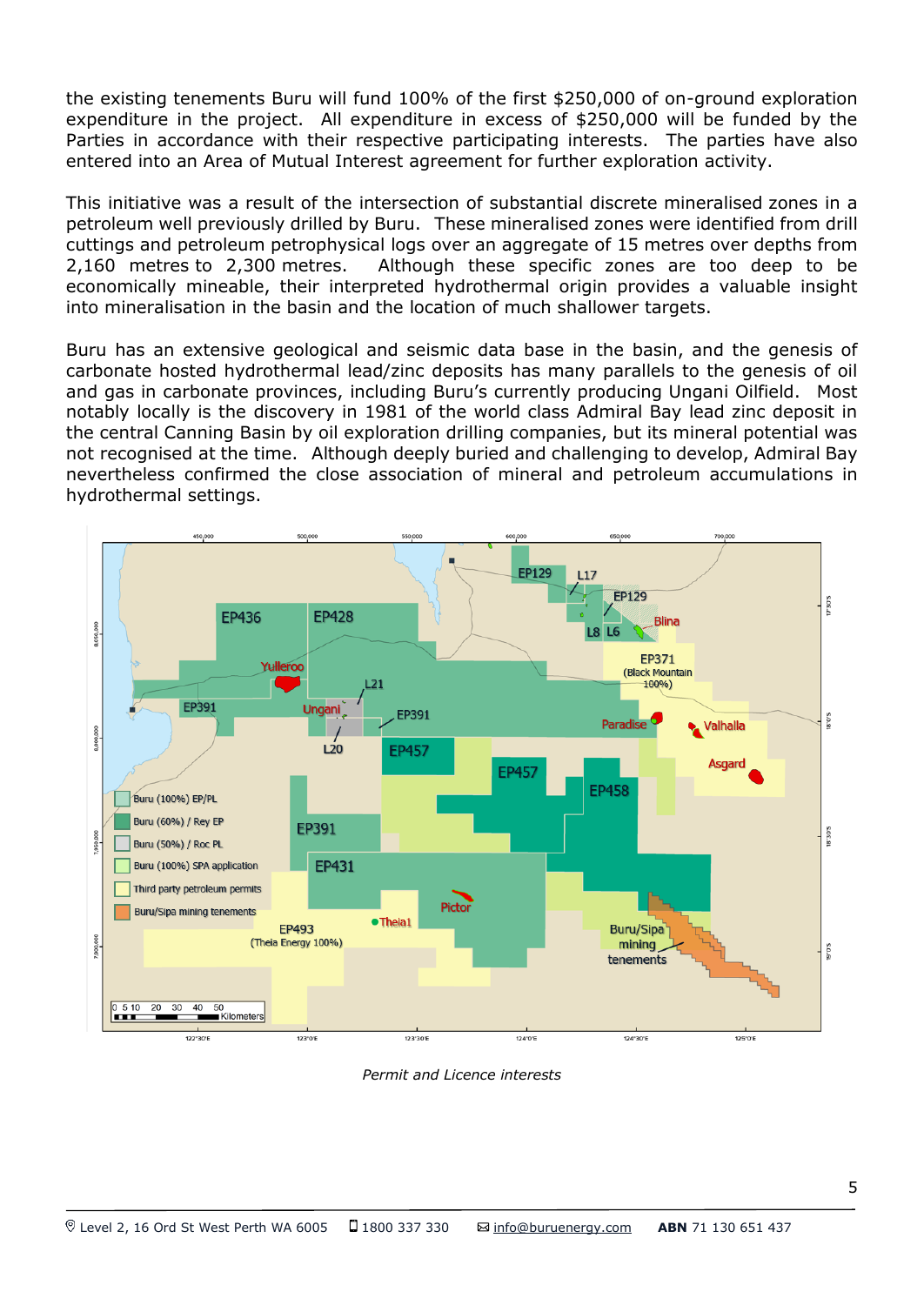the existing tenements Buru will fund 100% of the first $250,000 of on-ground exploration expenditure in the project. All expenditure in excess of $250,000 will be funded by the Parties in accordance with their respective participating interests. The parties have also entered into an Area of Mutual Interest agreement for further exploration activity.

This initiative was a result of the intersection of substantial discrete mineralised zones in a petroleum well previously drilled by Buru. These mineralised zones were identified from drill cuttings and petroleum petrophysical logs over an aggregate of 15 metres over depths from 2,160 metres to 2,300 metres. Although these specific zones are too deep to be economically mineable, their interpreted hydrothermal origin provides a valuable insight into mineralisation in the basin and the location of much shallower targets.

Buru has an extensive geological and seismic data base in the basin, and the genesis of carbonate hosted hydrothermal lead/zinc deposits has many parallels to the genesis of oil and gas in carbonate provinces, including Buru's currently producing Ungani Oilfield. Most notably locally is the discovery in 1981 of the world class Admiral Bay lead zinc deposit in the central Canning Basin by oil exploration drilling companies, but its mineral potential was not recognised at the time. Although deeply buried and challenging to develop, Admiral Bay nevertheless confirmed the close association of mineral and petroleum accumulations in hydrothermal settings.

*Permit and Licence interests*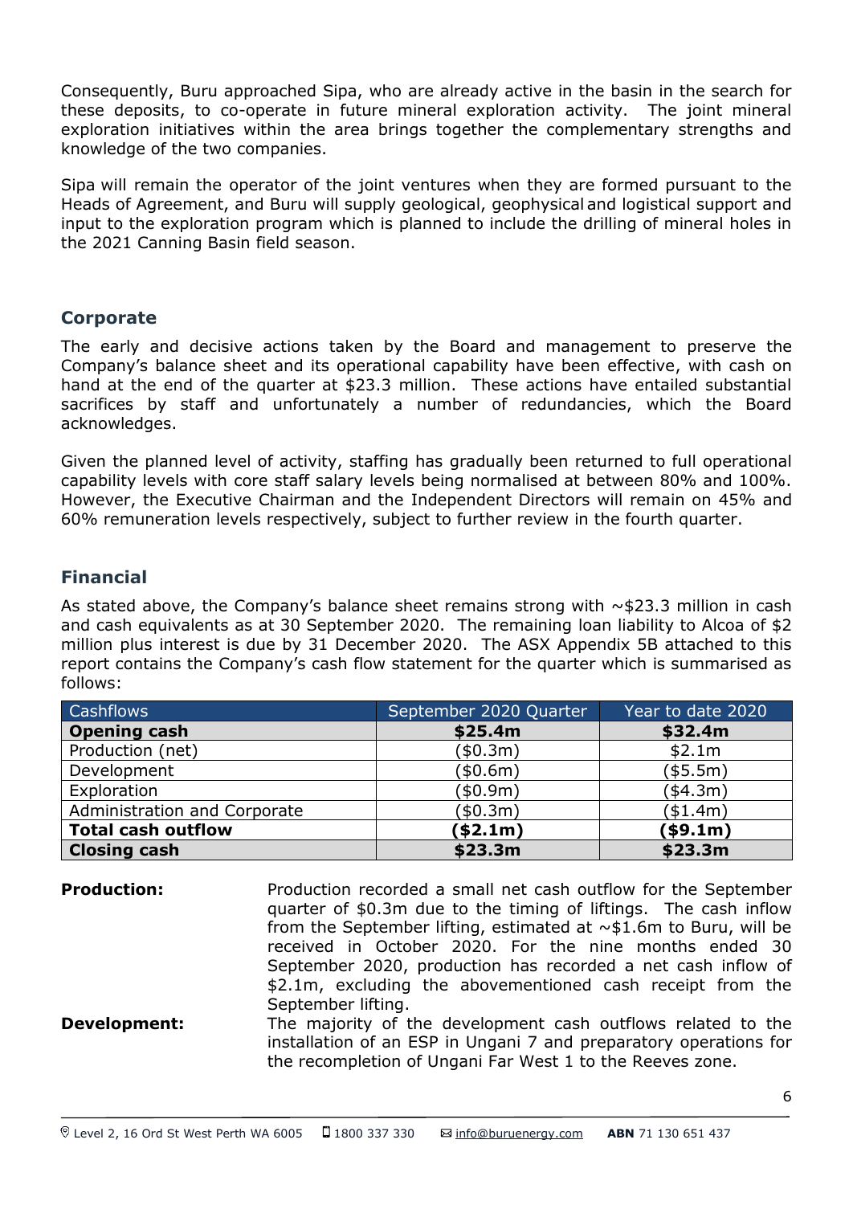Consequently, Buru approached Sipa, who are already active in the basin in the search for these deposits, to co-operate in future mineral exploration activity. The joint mineral exploration initiatives within the area brings together the complementary strengths and knowledge of the two companies.

Sipa will remain the operator of the joint ventures when they are formed pursuant to the Heads of Agreement, and Buru will supply geological, geophysical and logistical support and input to the exploration program which is planned to include the drilling of mineral holes in the 2021 Canning Basin field season.

## Corporate

The early and decisive actions taken by the Board and management to preserve the Company's balance sheet and its operational capability have been effective, with cash on hand at the end of the quarter at $23.3 million. These actions have entailed substantial sacrifices by staff and unfortunately a number of redundancies, which the Board acknowledges.

Given the planned level of activity, staffing has gradually been returned to full operational capability levels with core staff salary levels being normalised at between 80% and 100%. However, the Executive Chairman and the Independent Directors will remain on 45% and 60% remuneration levels respectively, subject to further review in the fourth quarter.

## Financial

As stated above, the Company's balance sheet remains strong with ~$23.3 million in cash and cash equivalents as at 30 September 2020. The remaining loan liability to Alcoa of $2 million plus interest is due by 31 December 2020. The ASX Appendix 5B attached to this report contains the Company's cash flow statement for the quarter which is summarised as follows:

| Cashflows | September 2020 Quarter | Year to date 2020 |
|---|---|---|
| **Opening cash** | **$25.4m** | **$32.4m** |
| Production (net) | ($0.3m) | $2.1m |
| Development | ($0.6m) | ($5.5m) |
| Exploration | ($0.9m) | ($4.3m) |
| Administration and Corporate | ($0.3m) | ($1.4m) |
| **Total cash outflow** | **($2.1m)** | **($9.1m)** |
| **Closing cash** | **$23.3m** | **$23.3m** |

**Production:** Production recorded a small net cash outflow for the September quarter of $0.3m due to the timing of liftings. The cash inflow from the September lifting, estimated at ~$1.6m to Buru, will be received in October 2020. For the nine months ended 30 September 2020, production has recorded a net cash inflow of $2.1m, excluding the abovementioned cash receipt from the September lifting.

**Development:** The majority of the development cash outflows related to the installation of an ESP in Ungani 7 and preparatory operations for the recompletion of Ungani Far West 1 to the Reeves zone.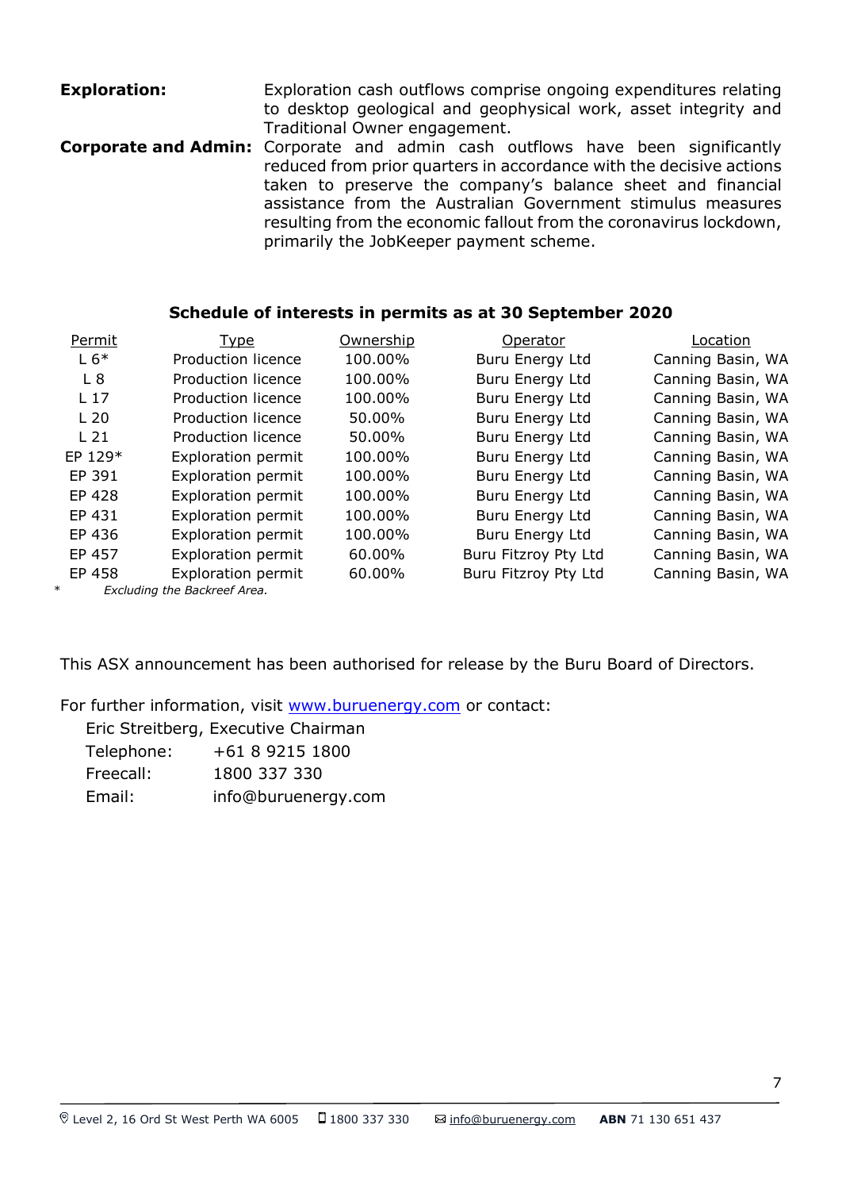**Exploration:** Exploration cash outflows comprise ongoing expenditures relating to desktop geological and geophysical work, asset integrity and Traditional Owner engagement.

**Corporate and Admin:** Corporate and admin cash outflows have been significantly reduced from prior quarters in accordance with the decisive actions taken to preserve the company's balance sheet and financial assistance from the Australian Government stimulus measures resulting from the economic fallout from the coronavirus lockdown, primarily the JobKeeper payment scheme.

### Schedule of interests in permits as at 30 September 2020

| Permit | Type | Ownership | Operator | Location |
|---|---|---|---|---|
| L 6* | Production licence | 100.00% | Buru Energy Ltd | Canning Basin, WA |
| L 8 | Production licence | 100.00% | Buru Energy Ltd | Canning Basin, WA |
| L 17 | Production licence | 100.00% | Buru Energy Ltd | Canning Basin, WA |
| L 20 | Production licence | 50.00% | Buru Energy Ltd | Canning Basin, WA |
| L 21 | Production licence | 50.00% | Buru Energy Ltd | Canning Basin, WA |
| EP 129* | Exploration permit | 100.00% | Buru Energy Ltd | Canning Basin, WA |
| EP 391 | Exploration permit | 100.00% | Buru Energy Ltd | Canning Basin, WA |
| EP 428 | Exploration permit | 100.00% | Buru Energy Ltd | Canning Basin, WA |
| EP 431 | Exploration permit | 100.00% | Buru Energy Ltd | Canning Basin, WA |
| EP 436 | Exploration permit | 100.00% | Buru Energy Ltd | Canning Basin, WA |
| EP 457 | Exploration permit | 60.00% | Buru Fitzroy Pty Ltd | Canning Basin, WA |
| EP 458 | Exploration permit | 60.00% | Buru Fitzroy Pty Ltd | Canning Basin, WA |

\* *Excluding the Backreef Area.*

This ASX announcement has been authorised for release by the Buru Board of Directors.

For further information, visit www.buruenergy.com or contact:

Eric Streitberg, Executive Chairman
Telephone: +61 8 9215 1800
Freecall: 1800 337 330
Email: info@buruenergy.com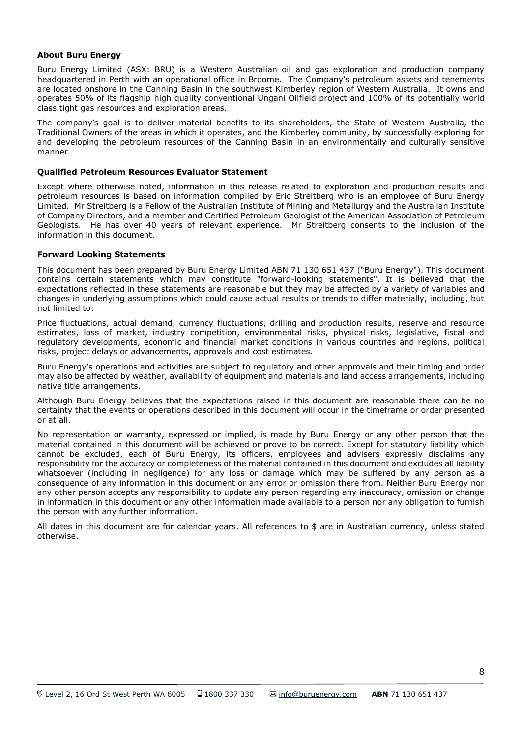**About Buru Energy**

Buru Energy Limited (ASX: BRU) is a Western Australian oil and gas exploration and production company headquartered in Perth with an operational office in Broome. The Company's petroleum assets and tenements are located onshore in the Canning Basin in the southwest Kimberley region of Western Australia. It owns and operates 50% of its flagship high quality conventional Ungani Oilfield project and 100% of its potentially world class tight gas resources and exploration areas.

The company's goal is to deliver material benefits to its shareholders, the State of Western Australia, the Traditional Owners of the areas in which it operates, and the Kimberley community, by successfully exploring for and developing the petroleum resources of the Canning Basin in an environmentally and culturally sensitive manner.

**Qualified Petroleum Resources Evaluator Statement**

Except where otherwise noted, information in this release related to exploration and production results and petroleum resources is based on information compiled by Eric Streitberg who is an employee of Buru Energy Limited. Mr Streitberg is a Fellow of the Australian Institute of Mining and Metallurgy and the Australian Institute of Company Directors, and a member and Certified Petroleum Geologist of the American Association of Petroleum Geologists. He has over 40 years of relevant experience. Mr Streitberg consents to the inclusion of the information in this document.

**Forward Looking Statements**

This document has been prepared by Buru Energy Limited ABN 71 130 651 437 ("Buru Energy"). This document contains certain statements which may constitute "forward-looking statements". It is believed that the expectations reflected in these statements are reasonable but they may be affected by a variety of variables and changes in underlying assumptions which could cause actual results or trends to differ materially, including, but not limited to:

Price fluctuations, actual demand, currency fluctuations, drilling and production results, reserve and resource estimates, loss of market, industry competition, environmental risks, physical risks, legislative, fiscal and regulatory developments, economic and financial market conditions in various countries and regions, political risks, project delays or advancements, approvals and cost estimates.

Buru Energy's operations and activities are subject to regulatory and other approvals and their timing and order may also be affected by weather, availability of equipment and materials and land access arrangements, including native title arrangements.

Although Buru Energy believes that the expectations raised in this document are reasonable there can be no certainty that the events or operations described in this document will occur in the timeframe or order presented or at all.

No representation or warranty, expressed or implied, is made by Buru Energy or any other person that the material contained in this document will be achieved or prove to be correct. Except for statutory liability which cannot be excluded, each of Buru Energy, its officers, employees and advisers expressly disclaims any responsibility for the accuracy or completeness of the material contained in this document and excludes all liability whatsoever (including in negligence) for any loss or damage which may be suffered by any person as a consequence of any information in this document or any error or omission there from. Neither Buru Energy nor any other person accepts any responsibility to update any person regarding any inaccuracy, omission or change in information in this document or any other information made available to a person nor any obligation to furnish the person with any further information.

All dates in this document are for calendar years. All references to $ are in Australian currency, unless stated otherwise.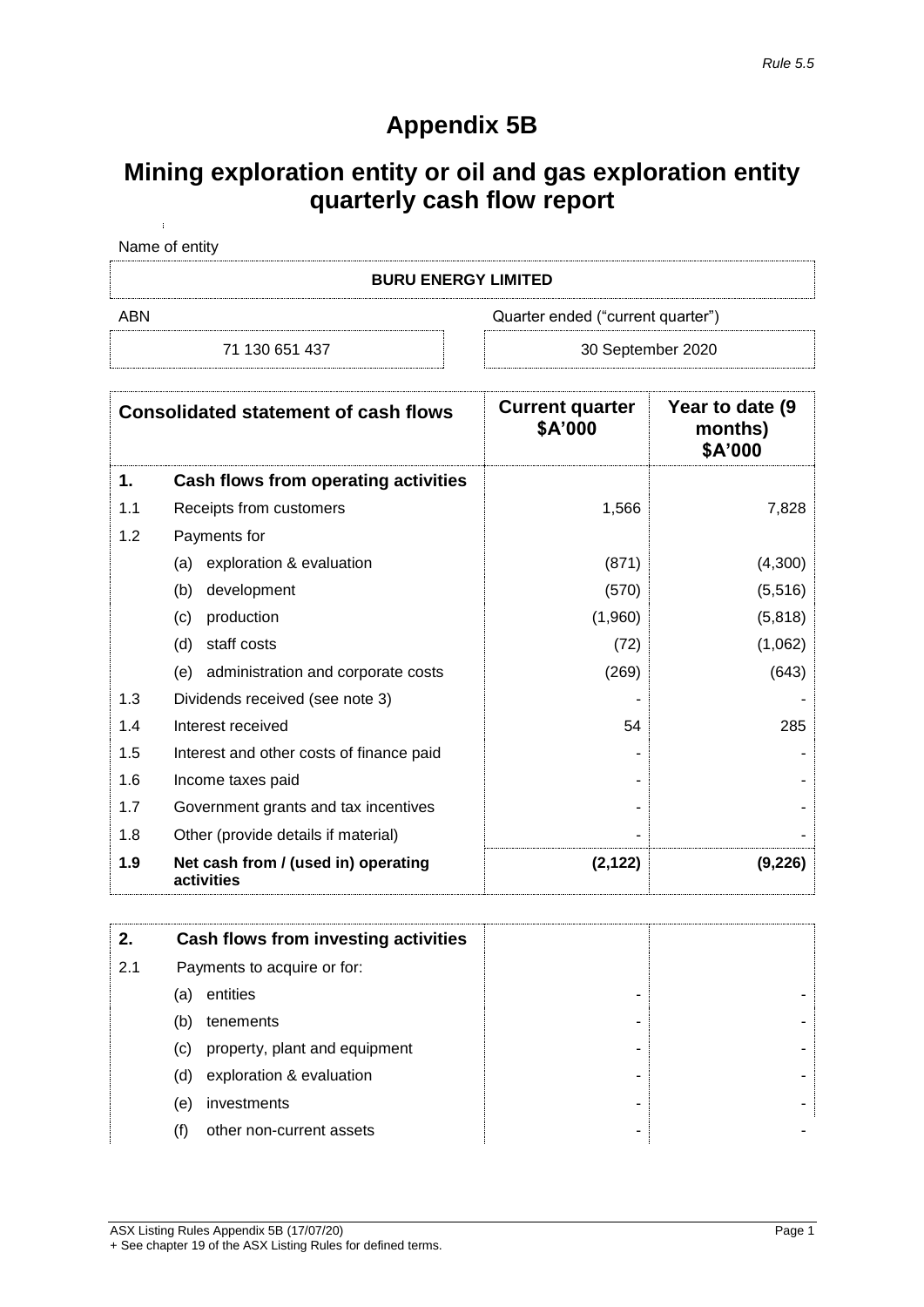*Rule 5.5*

# Appendix 5B

## Mining exploration entity or oil and gas exploration entity quarterly cash flow report

Name of entity

| BURU ENERGY LIMITED | |
|---|---|
| ABN | Quarter ended ("current quarter") |
| 71 130 651 437 | 30 September 2020 |

| | Consolidated statement of cash flows | Current quarter $A'000 | Year to date (9 months) $A'000 |
|---|---|---|---|
| **1.** | **Cash flows from operating activities** | | |
| 1.1 | Receipts from customers | 1,566 | 7,828 |
| 1.2 | Payments for | | |
| | (a) exploration & evaluation | (871) | (4,300) |
| | (b) development | (570) | (5,516) |
| | (c) production | (1,960) | (5,818) |
| | (d) staff costs | (72) | (1,062) |
| | (e) administration and corporate costs | (269) | (643) |
| 1.3 | Dividends received (see note 3) | - | - |
| 1.4 | Interest received | 54 | 285 |
| 1.5 | Interest and other costs of finance paid | - | - |
| 1.6 | Income taxes paid | - | - |
| 1.7 | Government grants and tax incentives | - | - |
| 1.8 | Other (provide details if material) | - | - |
| **1.9** | **Net cash from / (used in) operating activities** | **(2,122)** | **(9,226)** |

| | | | |
|---|---|---|---|
| **2.** | **Cash flows from investing activities** | | |
| 2.1 | Payments to acquire or for: | | |
| | (a) entities | - | - |
| | (b) tenements | - | - |
| | (c) property, plant and equipment | - | - |
| | (d) exploration & evaluation | - | - |
| | (e) investments | - | - |
| | (f) other non-current assets | - | - |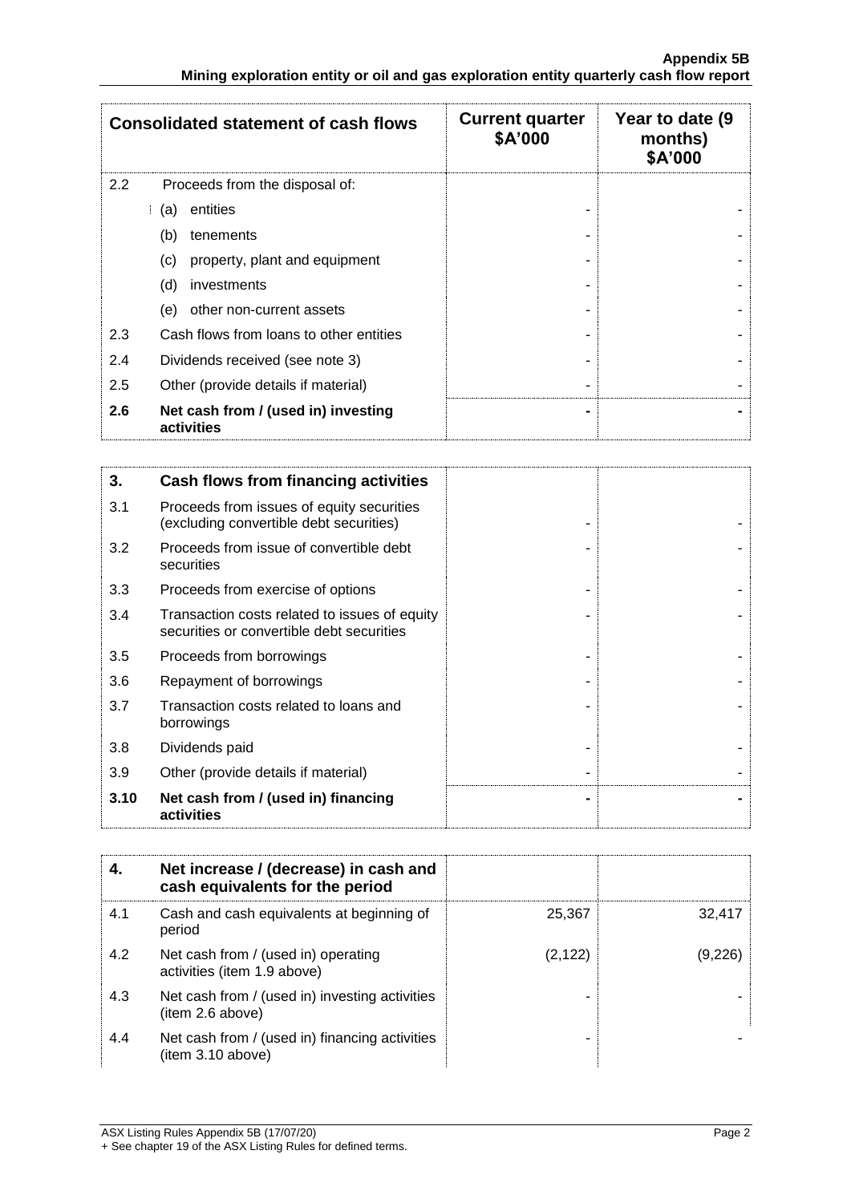| Consolidated statement of cash flows | | Current quarter $A'000 | Year to date (9 months) $A'000 |
|---|---|---|---|
| 2.2 | Proceeds from the disposal of: | | |
| | (a) entities | - | - |
| | (b) tenements | - | - |
| | (c) property, plant and equipment | - | - |
| | (d) investments | - | - |
| | (e) other non-current assets | - | - |
| 2.3 | Cash flows from loans to other entities | - | - |
| 2.4 | Dividends received (see note 3) | - | - |
| 2.5 | Other (provide details if material) | - | - |
| **2.6** | **Net cash from / (used in) investing activities** | **-** | **-** |

| **3.** | **Cash flows from financing activities** | | |
|---|---|---|---|
| 3.1 | Proceeds from issues of equity securities (excluding convertible debt securities) | - | - |
| 3.2 | Proceeds from issue of convertible debt securities | - | - |
| 3.3 | Proceeds from exercise of options | - | - |
| 3.4 | Transaction costs related to issues of equity securities or convertible debt securities | - | - |
| 3.5 | Proceeds from borrowings | - | - |
| 3.6 | Repayment of borrowings | - | - |
| 3.7 | Transaction costs related to loans and borrowings | - | - |
| 3.8 | Dividends paid | - | - |
| 3.9 | Other (provide details if material) | - | - |
| **3.10** | **Net cash from / (used in) financing activities** | **-** | **-** |

| **4.** | **Net increase / (decrease) in cash and cash equivalents for the period** | | |
|---|---|---|---|
| 4.1 | Cash and cash equivalents at beginning of period | 25,367 | 32,417 |
| 4.2 | Net cash from / (used in) operating activities (item 1.9 above) | (2,122) | (9,226) |
| 4.3 | Net cash from / (used in) investing activities (item 2.6 above) | - | - |
| 4.4 | Net cash from / (used in) financing activities (item 3.10 above) | - | - |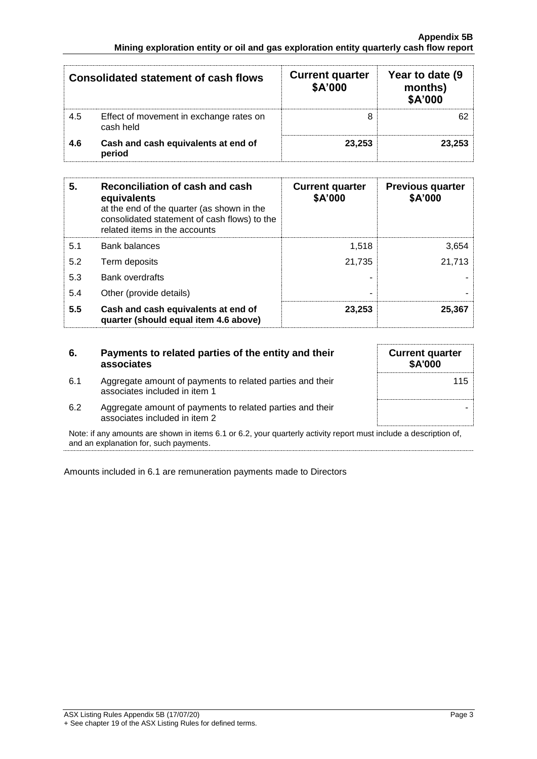| | Consolidated statement of cash flows | Current quarter $A'000 | Year to date (9 months) $A'000 |
|---|---|---|---|
| 4.5 | Effect of movement in exchange rates on cash held | 8 | 62 |
| **4.6** | **Cash and cash equivalents at end of period** | **23,253** | **23,253** |

| **5.** | **Reconciliation of cash and cash equivalents** at the end of the quarter (as shown in the consolidated statement of cash flows) to the related items in the accounts | **Current quarter $A'000** | **Previous quarter $A'000** |
|---|---|---|---|
| 5.1 | Bank balances | 1,518 | 3,654 |
| 5.2 | Term deposits | 21,735 | 21,713 |
| 5.3 | Bank overdrafts | - | - |
| 5.4 | Other (provide details) | - | - |
| **5.5** | **Cash and cash equivalents at end of quarter (should equal item 4.6 above)** | **23,253** | **25,367** |

| **6.** | **Payments to related parties of the entity and their associates** | **Current quarter $A'000** |
|---|---|---|
| 6.1 | Aggregate amount of payments to related parties and their associates included in item 1 | 115 |
| 6.2 | Aggregate amount of payments to related parties and their associates included in item 2 | - |

Note: if any amounts are shown in items 6.1 or 6.2, your quarterly activity report must include a description of, and an explanation for, such payments.

Amounts included in 6.1 are remuneration payments made to Directors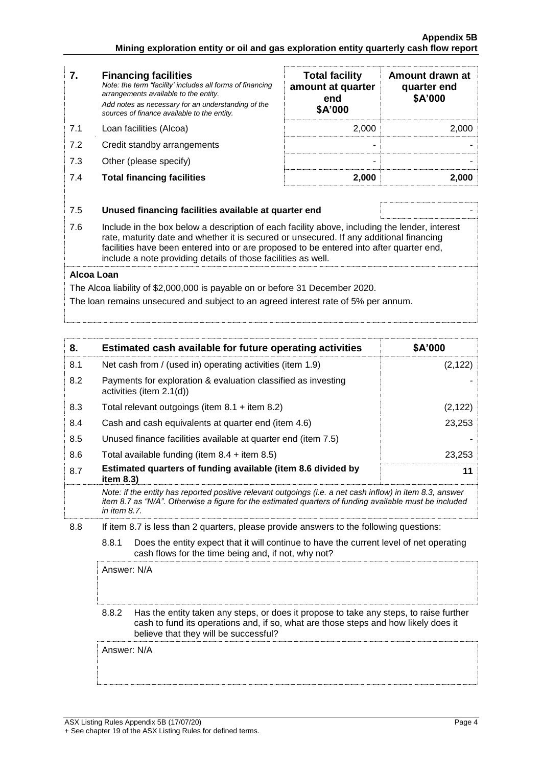| 7. | **Financing facilities** *Note: the term "facility' includes all forms of financing arrangements available to the entity.* *Add notes as necessary for an understanding of the sources of finance available to the entity.* | **Total facility amount at quarter end \$A'000** | **Amount drawn at quarter end \$A'000** |
|---|---|---|---|
| 7.1 | Loan facilities (Alcoa) | 2,000 | 2,000 |
| 7.2 | Credit standby arrangements | - | - |
| 7.3 | Other (please specify) | - | - |
| 7.4 | **Total financing facilities** | **2,000** | **2,000** |

| | | |
|---|---|---|
| 7.5 | **Unused financing facilities available at quarter end** | - |
| 7.6 | Include in the box below a description of each facility above, including the lender, interest rate, maturity date and whether it is secured or unsecured. If any additional financing facilities have been entered into or are proposed to be entered into after quarter end, include a note providing details of those facilities as well. | |

**Alcoa Loan**

The Alcoa liability of \$2,000,000 is payable on or before 31 December 2020.

The loan remains unsecured and subject to an agreed interest rate of 5% per annum.

| 8. | **Estimated cash available for future operating activities** | **\$A'000** |
|---|---|---|
| 8.1 | Net cash from / (used in) operating activities (item 1.9) | (2,122) |
| 8.2 | Payments for exploration & evaluation classified as investing activities (item 2.1(d)) | - |
| 8.3 | Total relevant outgoings (item 8.1 + item 8.2) | (2,122) |
| 8.4 | Cash and cash equivalents at quarter end (item 4.6) | 23,253 |
| 8.5 | Unused finance facilities available at quarter end (item 7.5) | - |
| 8.6 | Total available funding (item 8.4 + item 8.5) | 23,253 |
| 8.7 | **Estimated quarters of funding available (item 8.6 divided by item 8.3)** | **11** |

*Note: if the entity has reported positive relevant outgoings (i.e. a net cash inflow) in item 8.3, answer item 8.7 as "N/A". Otherwise a figure for the estimated quarters of funding available must be included in item 8.7.*

8.8 If item 8.7 is less than 2 quarters, please provide answers to the following questions:

8.8.1 Does the entity expect that it will continue to have the current level of net operating cash flows for the time being and, if not, why not?

Answer: N/A

8.8.2 Has the entity taken any steps, or does it propose to take any steps, to raise further cash to fund its operations and, if so, what are those steps and how likely does it believe that they will be successful?

Answer: N/A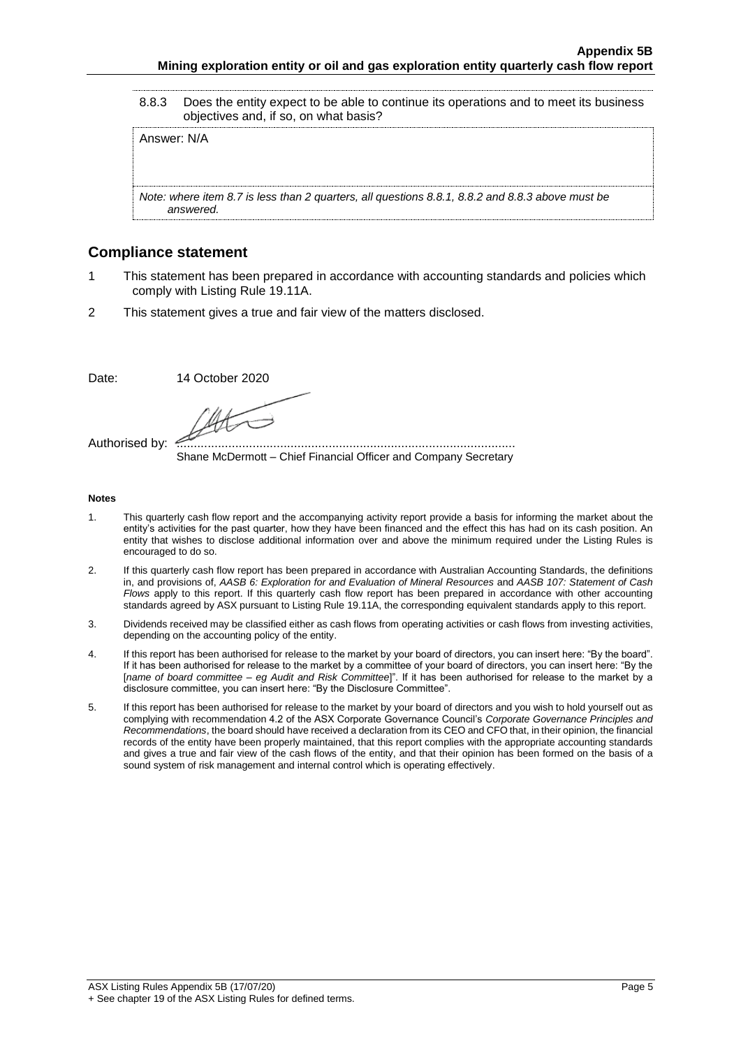| | |
|---|---|
| 8.8.3 | Does the entity expect to be able to continue its operations and to meet its business objectives and, if so, on what basis? |
| Answer: N/A | |
| *Note: where item 8.7 is less than 2 quarters, all questions 8.8.1, 8.8.2 and 8.8.3 above must be answered.* | |

## Compliance statement

1. This statement has been prepared in accordance with accounting standards and policies which comply with Listing Rule 19.11A.
2. This statement gives a true and fair view of the matters disclosed.

Date: 14 October 2020

Authorised by: ..................................................................................................
Shane McDermott – Chief Financial Officer and Company Secretary

#### Notes

1. This quarterly cash flow report and the accompanying activity report provide a basis for informing the market about the entity's activities for the past quarter, how they have been financed and the effect this has had on its cash position. An entity that wishes to disclose additional information over and above the minimum required under the Listing Rules is encouraged to do so.
2. If this quarterly cash flow report has been prepared in accordance with Australian Accounting Standards, the definitions in, and provisions of, *AASB 6: Exploration for and Evaluation of Mineral Resources* and *AASB 107: Statement of Cash Flows* apply to this report. If this quarterly cash flow report has been prepared in accordance with other accounting standards agreed by ASX pursuant to Listing Rule 19.11A, the corresponding equivalent standards apply to this report.
3. Dividends received may be classified either as cash flows from operating activities or cash flows from investing activities, depending on the accounting policy of the entity.
4. If this report has been authorised for release to the market by your board of directors, you can insert here: "By the board". If it has been authorised for release to the market by a committee of your board of directors, you can insert here: "By the [*name of board committee – eg Audit and Risk Committee*]". If it has been authorised for release to the market by a disclosure committee, you can insert here: "By the Disclosure Committee".
5. If this report has been authorised for release to the market by your board of directors and you wish to hold yourself out as complying with recommendation 4.2 of the ASX Corporate Governance Council's *Corporate Governance Principles and Recommendations*, the board should have received a declaration from its CEO and CFO that, in their opinion, the financial records of the entity have been properly maintained, that this report complies with the appropriate accounting standards and gives a true and fair view of the cash flows of the entity, and that their opinion has been formed on the basis of a sound system of risk management and internal control which is operating effectively.